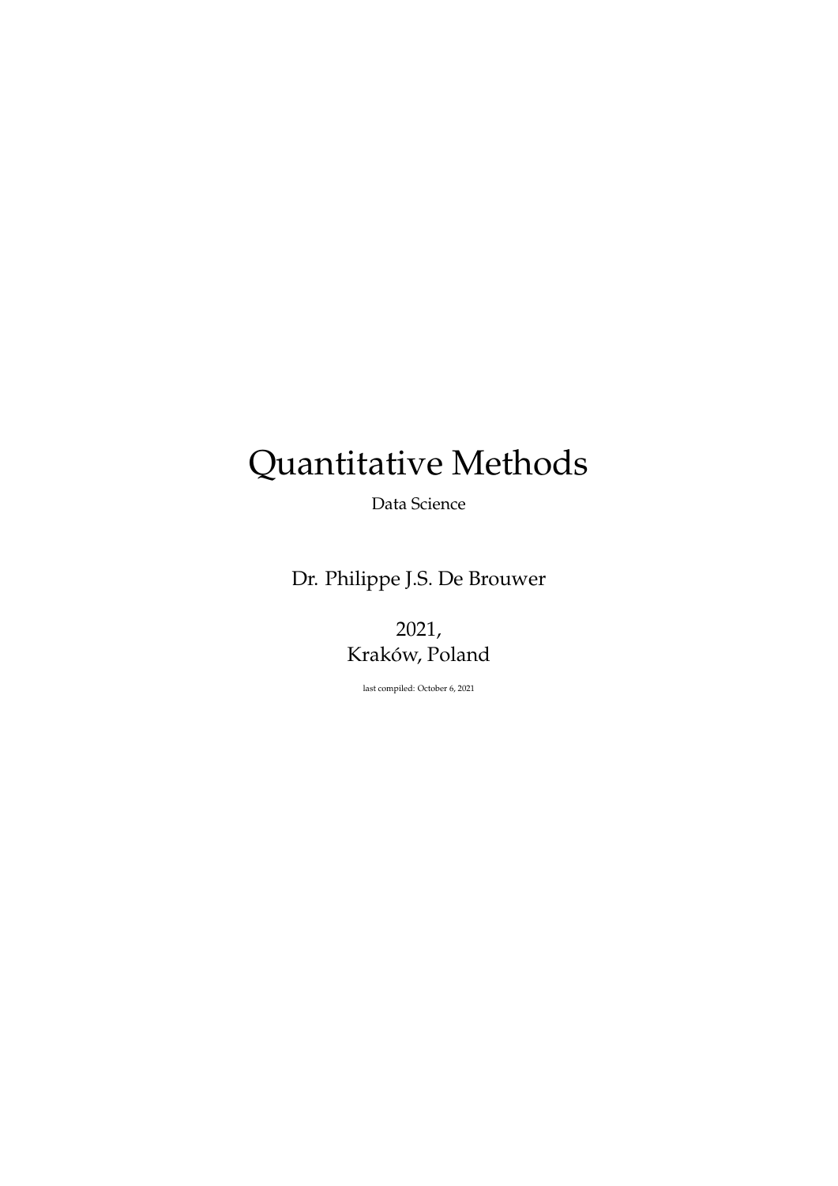# Quantitative Methods

Data Science

Dr. Philippe J.S. De Brouwer

2021,
Kraków, Poland

last compiled: October 6, 2021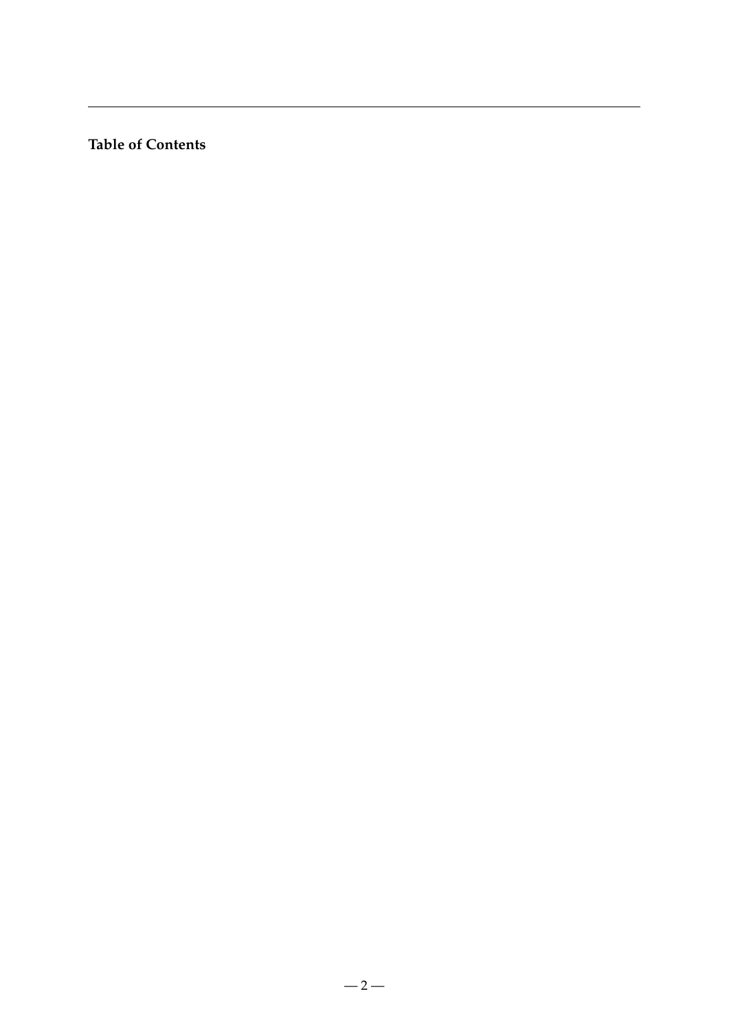**Table of Contents**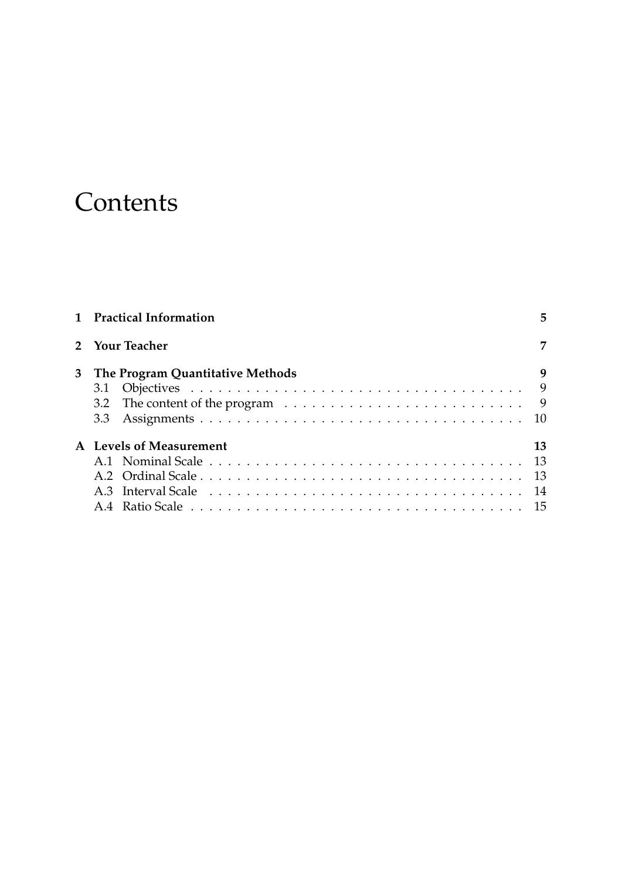# Contents

**1 Practical Information** **5**

**2 Your Teacher** **7**

**3 The Program Quantitative Methods** **9**

- 3.1 Objectives . . . . . . . . . . . . . . . . . . . . . . . . . . . . . . . . . . . 9
- 3.2 The content of the program . . . . . . . . . . . . . . . . . . . . . . . . . 9
- 3.3 Assignments . . . . . . . . . . . . . . . . . . . . . . . . . . . . . . . . . . 10

**A Levels of Measurement** **13**

- A.1 Nominal Scale . . . . . . . . . . . . . . . . . . . . . . . . . . . . . . . . . 13
- A.2 Ordinal Scale . . . . . . . . . . . . . . . . . . . . . . . . . . . . . . . . . 13
- A.3 Interval Scale . . . . . . . . . . . . . . . . . . . . . . . . . . . . . . . . . 14
- A.4 Ratio Scale . . . . . . . . . . . . . . . . . . . . . . . . . . . . . . . . . . 15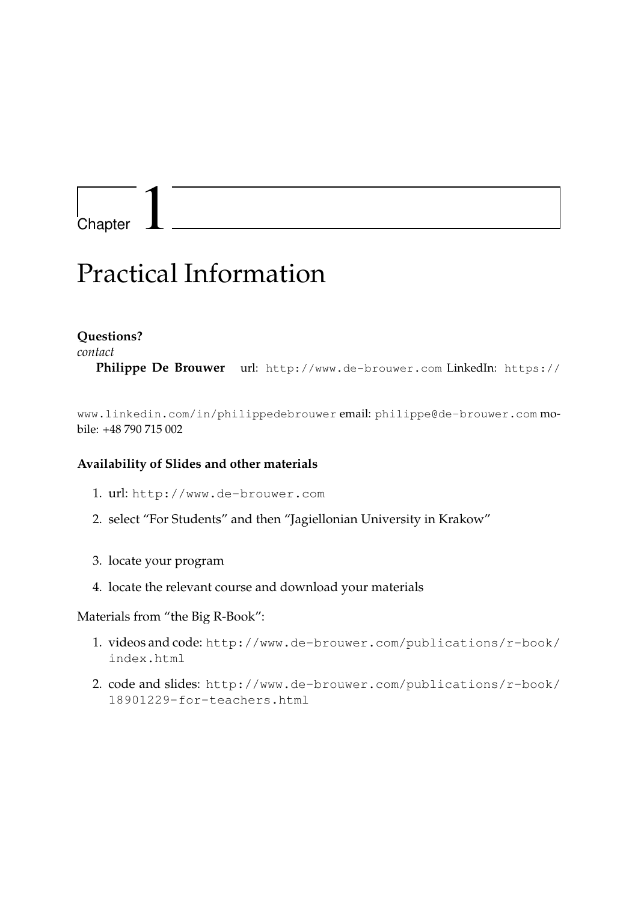# Chapter 1

# Practical Information

**Questions?**

*contact*

**Philippe De Brouwer** url: http://www.de-brouwer.com LinkedIn: https://www.linkedin.com/in/philippedebrouwer email: philippe@de-brouwer.com mobile: +48 790 715 002

### Availability of Slides and other materials

1. url: http://www.de-brouwer.com
2. select "For Students" and then "Jagiellonian University in Krakow"
3. locate your program
4. locate the relevant course and download your materials

Materials from "the Big R-Book":

1. videos and code: http://www.de-brouwer.com/publications/r-book/index.html
2. code and slides: http://www.de-brouwer.com/publications/r-book/18901229-for-teachers.html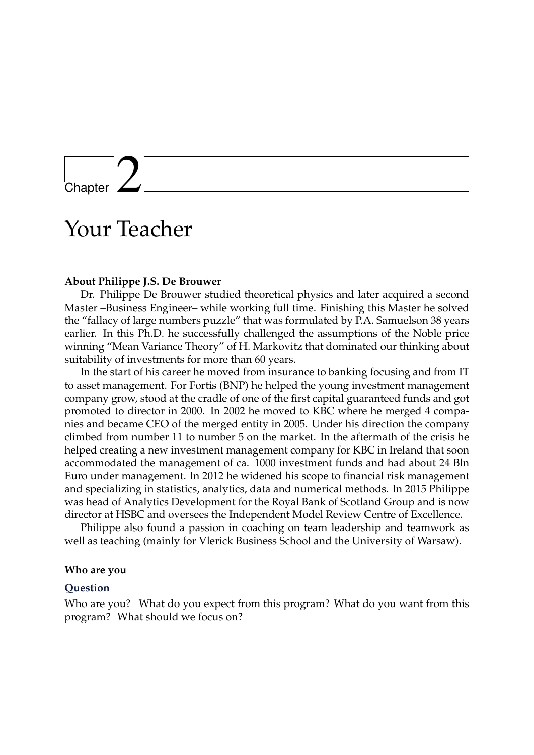# Chapter 2

# Your Teacher

**About Philippe J.S. De Brouwer**

Dr. Philippe De Brouwer studied theoretical physics and later acquired a second Master –Business Engineer– while working full time. Finishing this Master he solved the "fallacy of large numbers puzzle" that was formulated by P.A. Samuelson 38 years earlier. In this Ph.D. he successfully challenged the assumptions of the Noble price winning "Mean Variance Theory" of H. Markovitz that dominated our thinking about suitability of investments for more than 60 years.

In the start of his career he moved from insurance to banking focusing and from IT to asset management. For Fortis (BNP) he helped the young investment management company grow, stood at the cradle of one of the first capital guaranteed funds and got promoted to director in 2000. In 2002 he moved to KBC where he merged 4 companies and became CEO of the merged entity in 2005. Under his direction the company climbed from number 11 to number 5 on the market. In the aftermath of the crisis he helped creating a new investment management company for KBC in Ireland that soon accommodated the management of ca. 1000 investment funds and had about 24 Bln Euro under management. In 2012 he widened his scope to financial risk management and specializing in statistics, analytics, data and numerical methods. In 2015 Philippe was head of Analytics Development for the Royal Bank of Scotland Group and is now director at HSBC and oversees the Independent Model Review Centre of Excellence.

Philippe also found a passion in coaching on team leadership and teamwork as well as teaching (mainly for Vlerick Business School and the University of Warsaw).

**Who are you**

**Question**

Who are you? What do you expect from this program? What do you want from this program? What should we focus on?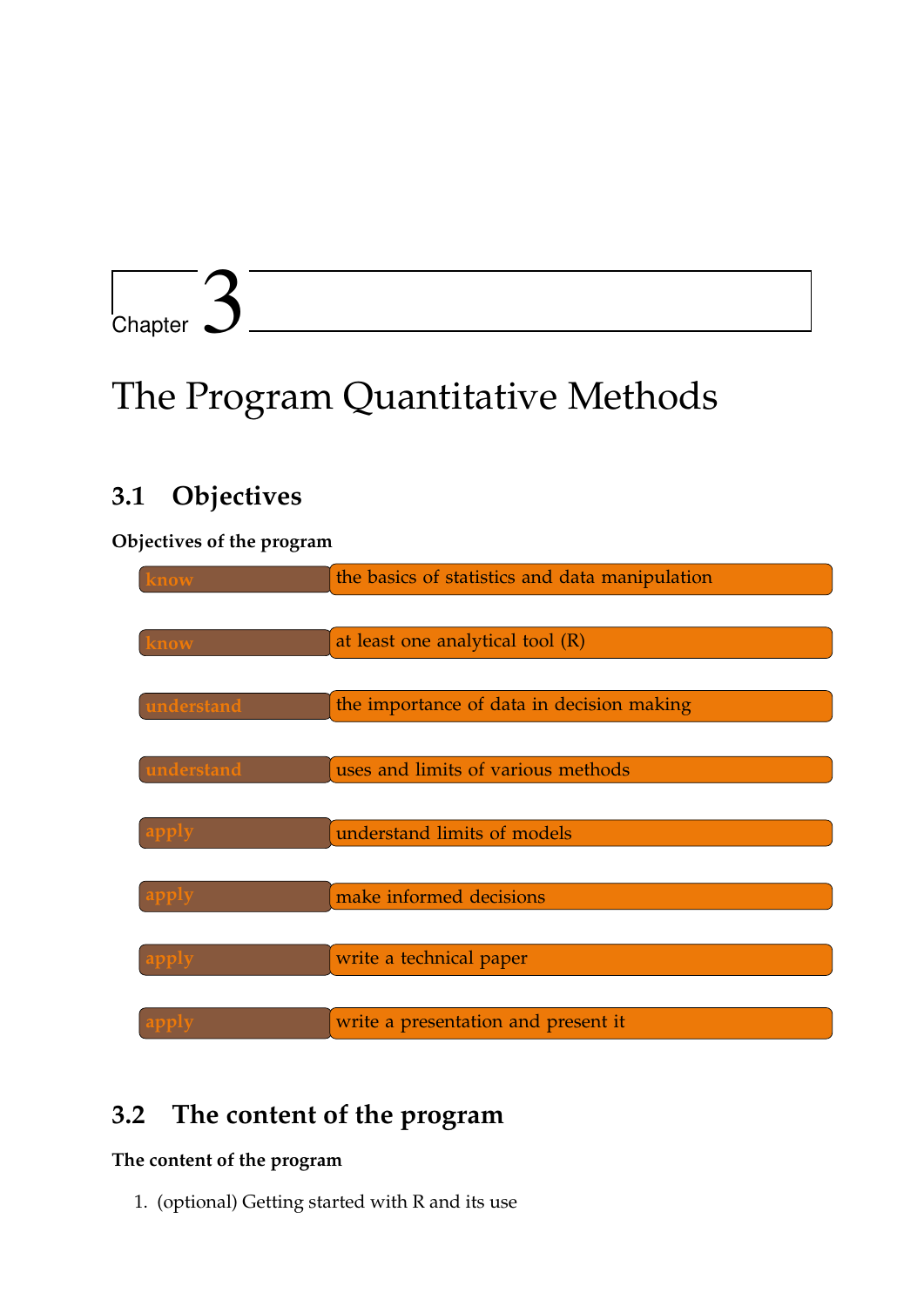# Chapter 3

# The Program Quantitative Methods

## 3.1 Objectives

**Objectives of the program**

| | |
|---|---|
| know | the basics of statistics and data manipulation |
| know | at least one analytical tool (R) |
| understand | the importance of data in decision making |
| understand | uses and limits of various methods |
| apply | understand limits of models |
| apply | make informed decisions |
| apply | write a technical paper |
| apply | write a presentation and present it |

## 3.2 The content of the program

**The content of the program**

1. (optional) Getting started with R and its use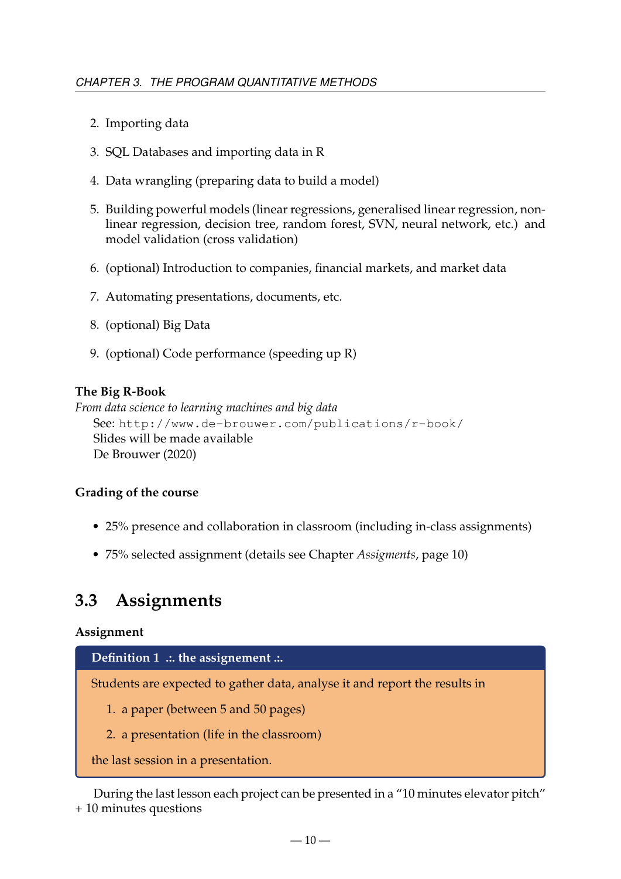2. Importing data
3. SQL Databases and importing data in R
4. Data wrangling (preparing data to build a model)
5. Building powerful models (linear regressions, generalised linear regression, non-linear regression, decision tree, random forest, SVN, neural network, etc.) and model validation (cross validation)
6. (optional) Introduction to companies, financial markets, and market data
7. Automating presentations, documents, etc.
8. (optional) Big Data
9. (optional) Code performance (speeding up R)

**The Big R-Book**
*From data science to learning machines and big data*
See: `http://www.de-brouwer.com/publications/r-book/`
Slides will be made available
De Brouwer (2020)

**Grading of the course**

- 25% presence and collaboration in classroom (including in-class assignments)
- 75% selected assignment (details see Chapter *Assigments*, page 10)

## 3.3 Assignments

**Assignment**

**Definition 1 .:. the assignement .:.**

Students are expected to gather data, analyse it and report the results in

1. a paper (between 5 and 50 pages)
2. a presentation (life in the classroom)

the last session in a presentation.

During the last lesson each project can be presented in a "10 minutes elevator pitch" + 10 minutes questions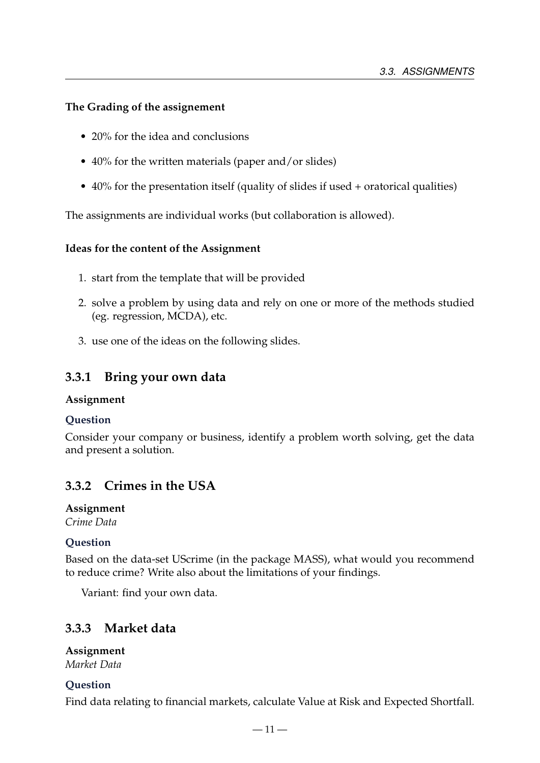**The Grading of the assignement**

- 20% for the idea and conclusions
- 40% for the written materials (paper and/or slides)
- 40% for the presentation itself (quality of slides if used + oratorical qualities)

The assignments are individual works (but collaboration is allowed).

**Ideas for the content of the Assignment**

1. start from the template that will be provided
2. solve a problem by using data and rely on one or more of the methods studied (eg. regression, MCDA), etc.
3. use one of the ideas on the following slides.

### 3.3.1 Bring your own data

**Assignment**

**Question**

Consider your company or business, identify a problem worth solving, get the data and present a solution.

### 3.3.2 Crimes in the USA

**Assignment**
*Crime Data*

**Question**

Based on the data-set UScrime (in the package MASS), what would you recommend to reduce crime? Write also about the limitations of your findings.

Variant: find your own data.

### 3.3.3 Market data

**Assignment**
*Market Data*

**Question**

Find data relating to financial markets, calculate Value at Risk and Expected Shortfall.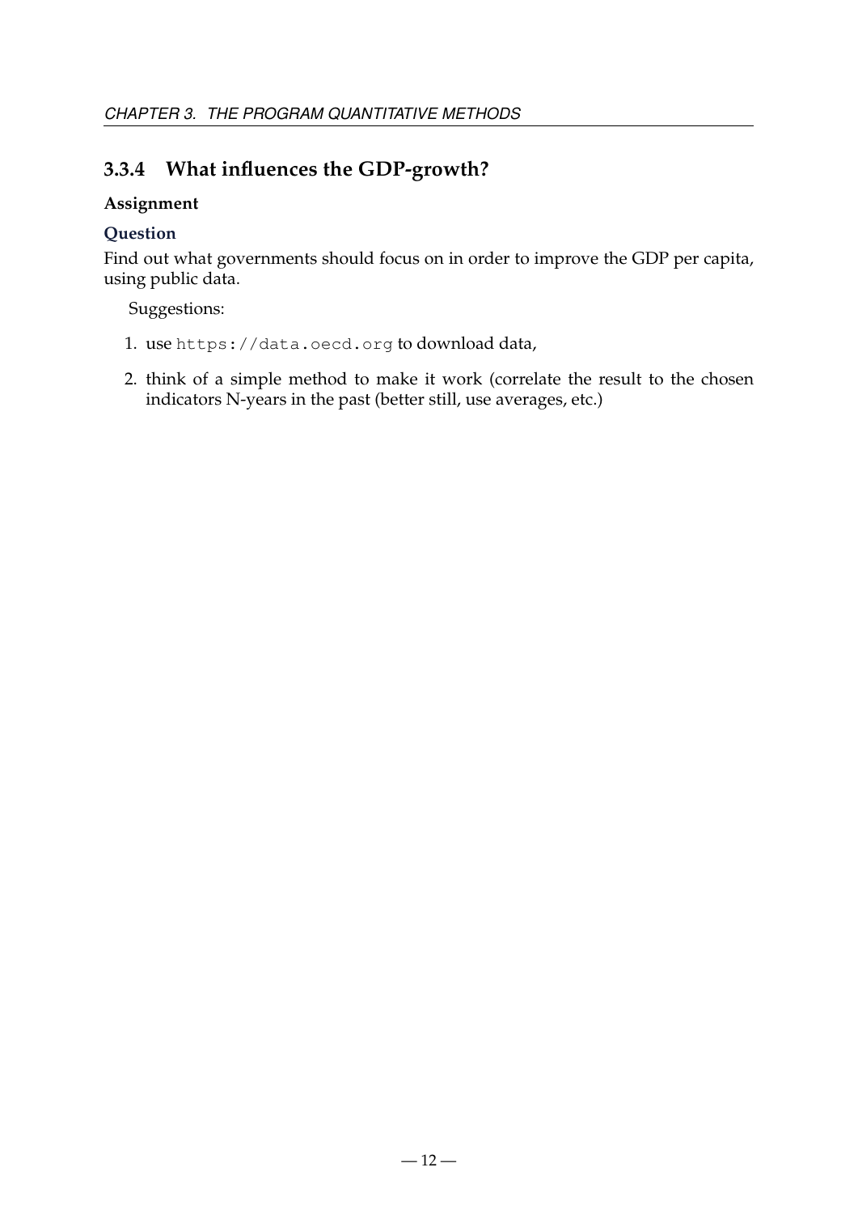### 3.3.4 What influences the GDP-growth?

**Assignment**

**Question**

Find out what governments should focus on in order to improve the GDP per capita, using public data.

Suggestions:

1. use `https://data.oecd.org` to download data,
2. think of a simple method to make it work (correlate the result to the chosen indicators N-years in the past (better still, use averages, etc.)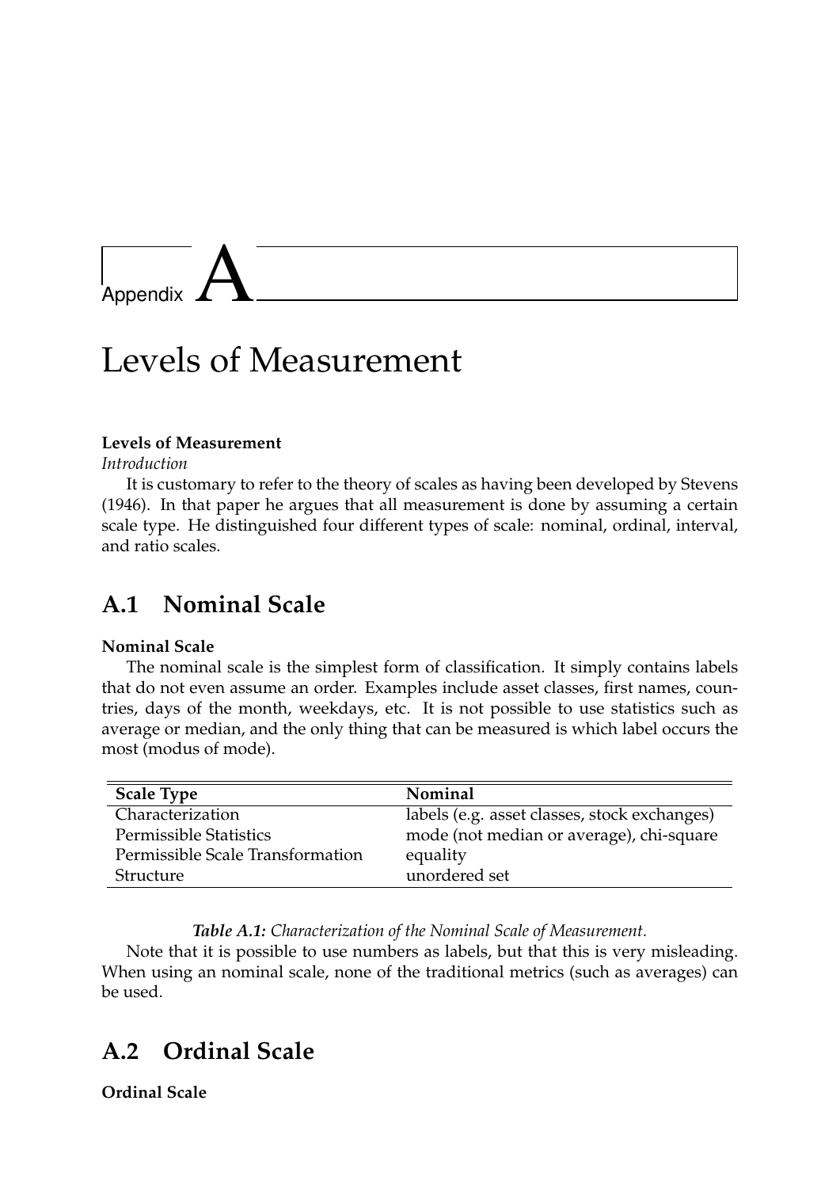# Appendix A

# Levels of Measurement

**Levels of Measurement**

*Introduction*

It is customary to refer to the theory of scales as having been developed by Stevens (1946). In that paper he argues that all measurement is done by assuming a certain scale type. He distinguished four different types of scale: nominal, ordinal, interval, and ratio scales.

## A.1 Nominal Scale

**Nominal Scale**

The nominal scale is the simplest form of classification. It simply contains labels that do not even assume an order. Examples include asset classes, first names, countries, days of the month, weekdays, etc. It is not possible to use statistics such as average or median, and the only thing that can be measured is which label occurs the most (modus of mode).

| Scale Type | Nominal |
|---|---|
| Characterization | labels (e.g. asset classes, stock exchanges) |
| Permissible Statistics | mode (not median or average), chi-square |
| Permissible Scale Transformation | equality |
| Structure | unordered set |

***Table A.1:*** *Characterization of the Nominal Scale of Measurement.*

Note that it is possible to use numbers as labels, but that this is very misleading. When using an nominal scale, none of the traditional metrics (such as averages) can be used.

## A.2 Ordinal Scale

**Ordinal Scale**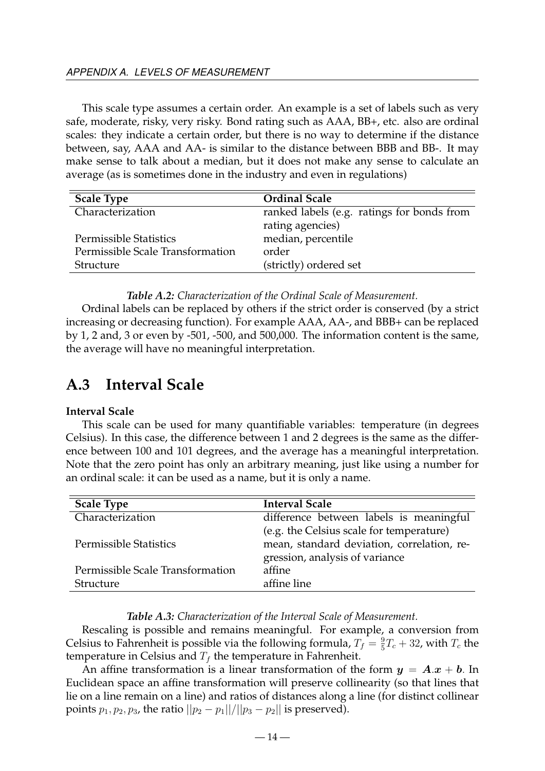This scale type assumes a certain order. An example is a set of labels such as very safe, moderate, risky, very risky. Bond rating such as AAA, BB+, etc. also are ordinal scales: they indicate a certain order, but there is no way to determine if the distance between, say, AAA and AA- is similar to the distance between BBB and BB-. It may make sense to talk about a median, but it does not make any sense to calculate an average (as is sometimes done in the industry and even in regulations)

| Scale Type | Ordinal Scale |
|---|---|
| Characterization | ranked labels (e.g. ratings for bonds from rating agencies) |
| Permissible Statistics | median, percentile |
| Permissible Scale Transformation | order |
| Structure | (strictly) ordered set |

***Table A.2:*** *Characterization of the Ordinal Scale of Measurement.*

Ordinal labels can be replaced by others if the strict order is conserved (by a strict increasing or decreasing function). For example AAA, AA-, and BBB+ can be replaced by 1, 2 and, 3 or even by -501, -500, and 500,000. The information content is the same, the average will have no meaningful interpretation.

## A.3 Interval Scale

**Interval Scale**

This scale can be used for many quantifiable variables: temperature (in degrees Celsius). In this case, the difference between 1 and 2 degrees is the same as the difference between 100 and 101 degrees, and the average has a meaningful interpretation. Note that the zero point has only an arbitrary meaning, just like using a number for an ordinal scale: it can be used as a name, but it is only a name.

| Scale Type | Interval Scale |
|---|---|
| Characterization | difference between labels is meaningful (e.g. the Celsius scale for temperature) |
| Permissible Statistics | mean, standard deviation, correlation, regression, analysis of variance |
| Permissible Scale Transformation | affine |
| Structure | affine line |

***Table A.3:*** *Characterization of the Interval Scale of Measurement.*

Rescaling is possible and remains meaningful. For example, a conversion from Celsius to Fahrenheit is possible via the following formula, $T_f = \frac{9}{5}T_c + 32$, with $T_c$ the temperature in Celsius and $T_f$ the temperature in Fahrenheit.

An affine transformation is a linear transformation of the form $\boldsymbol{y} = \boldsymbol{A}.\boldsymbol{x} + \boldsymbol{b}$. In Euclidean space an affine transformation will preserve collinearity (so that lines that lie on a line remain on a line) and ratios of distances along a line (for distinct collinear points $p_1, p_2, p_3$, the ratio $||p_2 - p_1||/||p_3 - p_2||$ is preserved).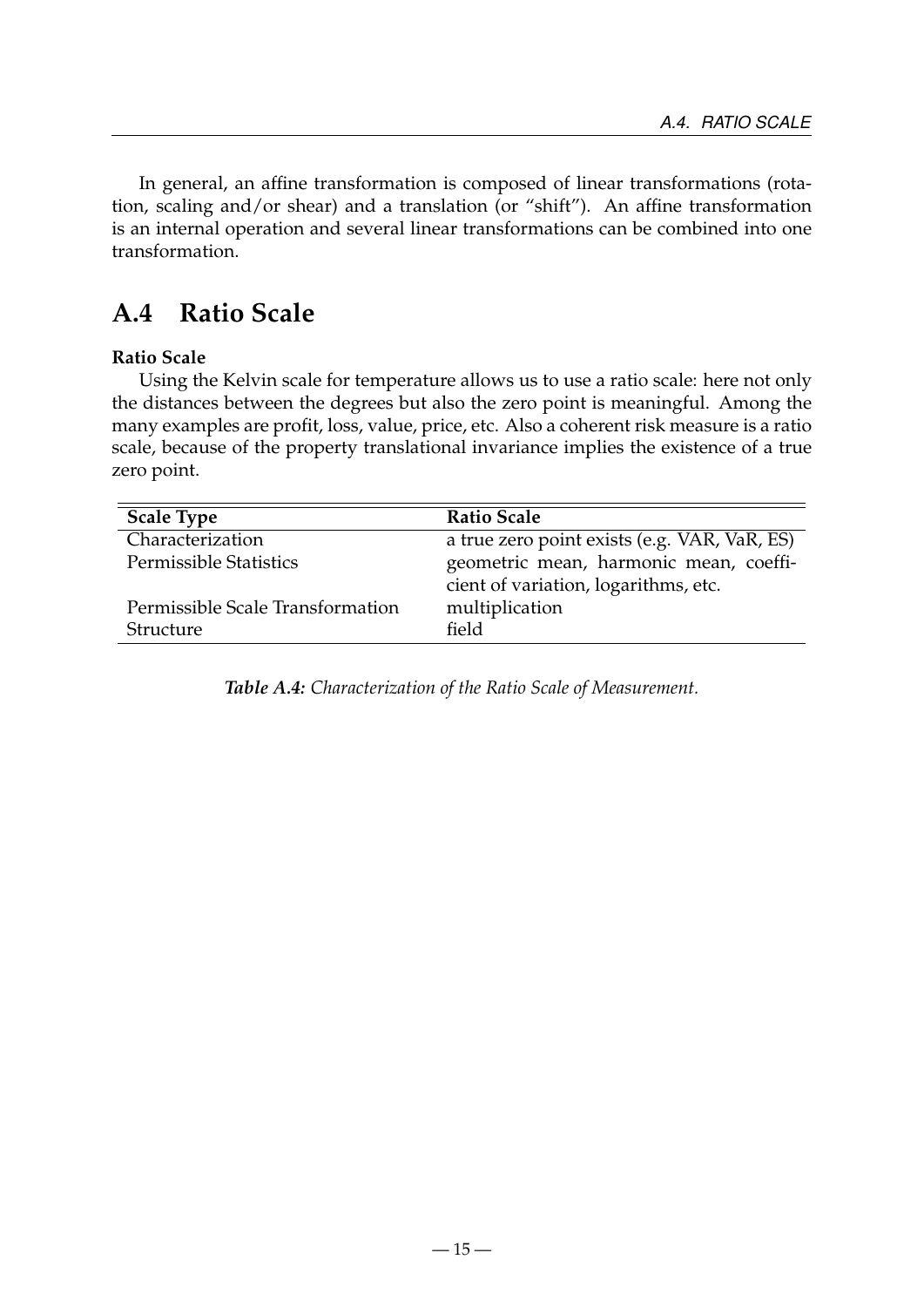In general, an affine transformation is composed of linear transformations (rotation, scaling and/or shear) and a translation (or "shift"). An affine transformation is an internal operation and several linear transformations can be combined into one transformation.

## A.4 Ratio Scale

**Ratio Scale**

Using the Kelvin scale for temperature allows us to use a ratio scale: here not only the distances between the degrees but also the zero point is meaningful. Among the many examples are profit, loss, value, price, etc. Also a coherent risk measure is a ratio scale, because of the property translational invariance implies the existence of a true zero point.

| **Scale Type** | **Ratio Scale** |
|---|---|
| Characterization | a true zero point exists (e.g. VAR, VaR, ES) |
| Permissible Statistics | geometric mean, harmonic mean, coefficient of variation, logarithms, etc. |
| Permissible Scale Transformation | multiplication |
| Structure | field |

***Table A.4:*** *Characterization of the Ratio Scale of Measurement.*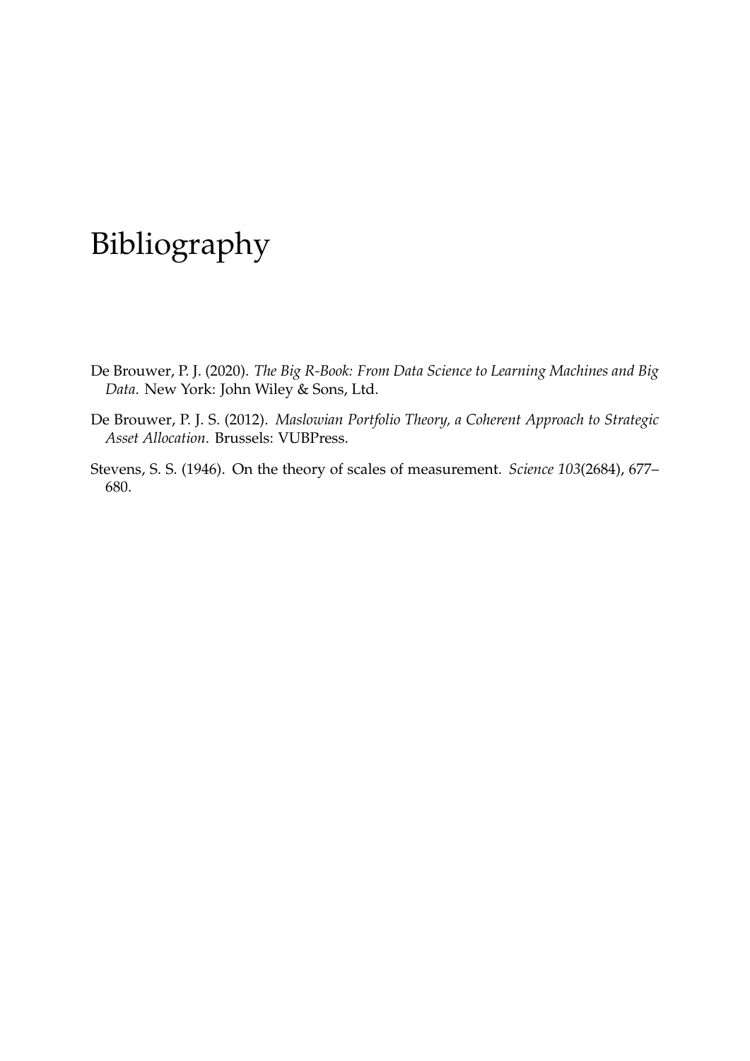# Bibliography

De Brouwer, P. J. (2020). *The Big R-Book: From Data Science to Learning Machines and Big Data*. New York: John Wiley & Sons, Ltd.

De Brouwer, P. J. S. (2012). *Maslowian Portfolio Theory, a Coherent Approach to Strategic Asset Allocation*. Brussels: VUBPress.

Stevens, S. S. (1946). On the theory of scales of measurement. *Science 103*(2684), 677–680.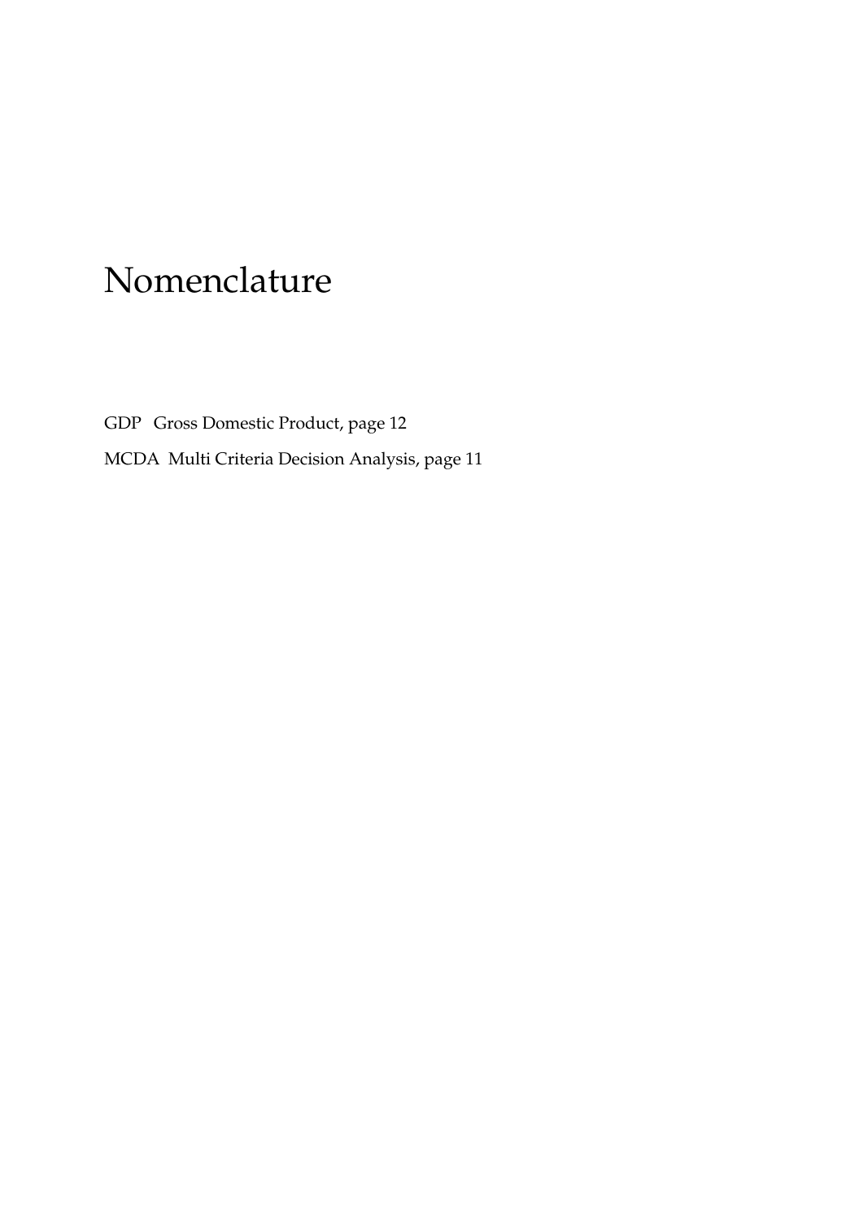# Nomenclature

GDP Gross Domestic Product, page 12

MCDA Multi Criteria Decision Analysis, page 11